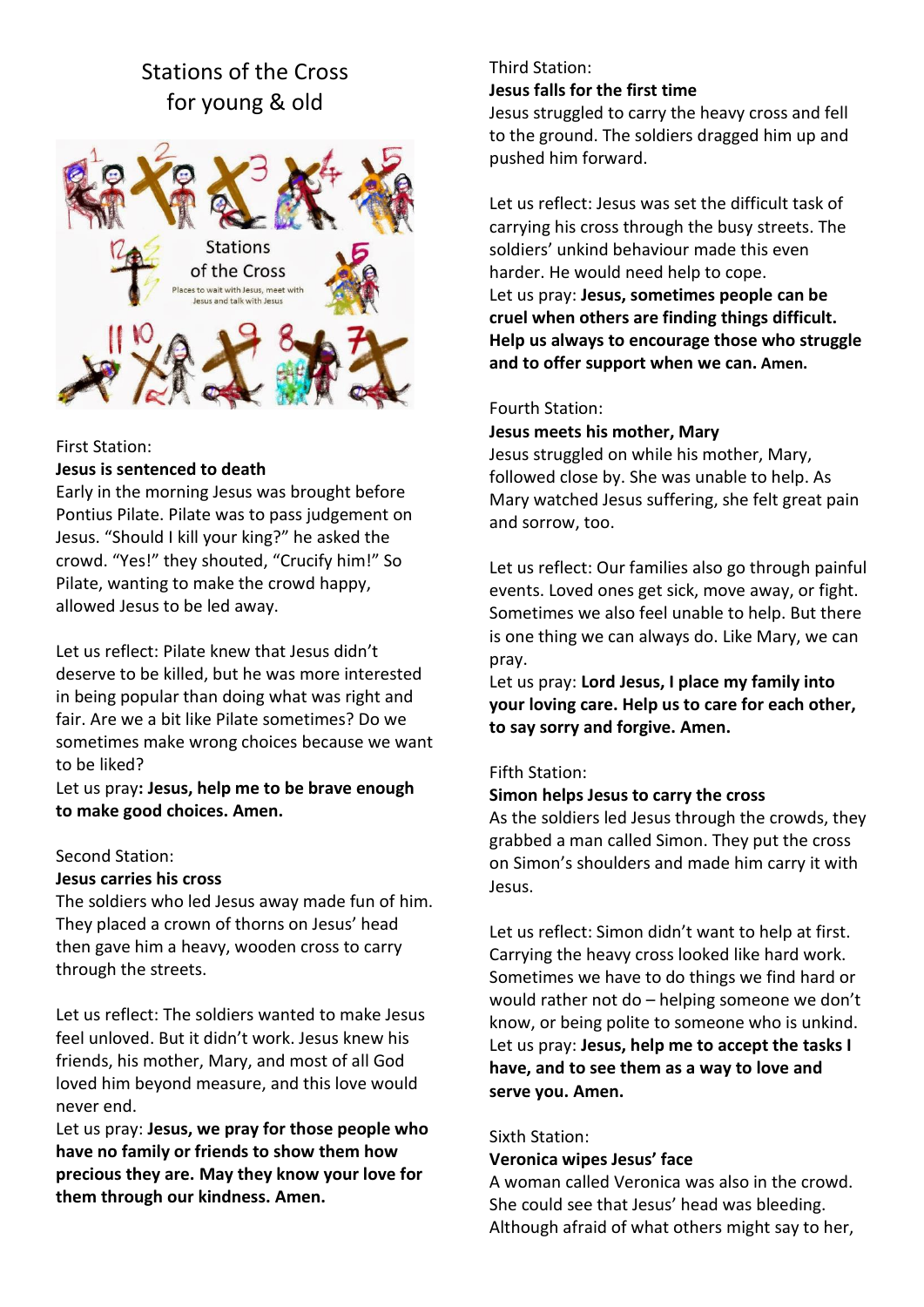# Stations of the Cross for young & old

First Station:

**Jesus is sentenced to death**

Early in the morning Jesus was brought before Pontius Pilate. Pilate was to pass judgement on Jesus. "Should I kill your king?" he asked the crowd. "Yes!" they shouted, "Crucify him!" So Pilate, wanting to make the crowd happy, allowed Jesus to be led away.

Let us reflect: Pilate knew that Jesus didn't deserve to be killed, but he was more interested in being popular than doing what was right and fair. Are we a bit like Pilate sometimes? Do we sometimes make wrong choices because we want to be liked?

Let us pray**: Jesus, help me to be brave enough to make good choices. Amen.**

Second Station:

**Jesus carries his cross**

The soldiers who led Jesus away made fun of him. They placed a crown of thorns on Jesus' head then gave him a heavy, wooden cross to carry through the streets.

Let us reflect: The soldiers wanted to make Jesus feel unloved. But it didn't work. Jesus knew his friends, his mother, Mary, and most of all God loved him beyond measure, and this love would never end.

Let us pray: **Jesus, we pray for those people who have no family or friends to show them how precious they are. May they know your love for them through our kindness. Amen.**

Third Station:

**Jesus falls for the first time**

Jesus struggled to carry the heavy cross and fell to the ground. The soldiers dragged him up and pushed him forward.

Let us reflect: Jesus was set the difficult task of carrying his cross through the busy streets. The soldiers' unkind behaviour made this even harder. He would need help to cope.

Let us pray: **Jesus, sometimes people can be cruel when others are finding things difficult. Help us always to encourage those who struggle and to offer support when we can. Amen.**

Fourth Station:

**Jesus meets his mother, Mary**

Jesus struggled on while his mother, Mary, followed close by. She was unable to help. As Mary watched Jesus suffering, she felt great pain and sorrow, too.

Let us reflect: Our families also go through painful events. Loved ones get sick, move away, or fight. Sometimes we also feel unable to help. But there is one thing we can always do. Like Mary, we can pray.

Let us pray: **Lord Jesus, I place my family into your loving care. Help us to care for each other, to say sorry and forgive. Amen.**

Fifth Station:

**Simon helps Jesus to carry the cross**

As the soldiers led Jesus through the crowds, they grabbed a man called Simon. They put the cross on Simon's shoulders and made him carry it with Jesus.

Let us reflect: Simon didn't want to help at first. Carrying the heavy cross looked like hard work. Sometimes we have to do things we find hard or would rather not do – helping someone we don't know, or being polite to someone who is unkind.

Let us pray: **Jesus, help me to accept the tasks I have, and to see them as a way to love and serve you. Amen.**

Sixth Station:

**Veronica wipes Jesus' face**

A woman called Veronica was also in the crowd. She could see that Jesus' head was bleeding. Although afraid of what others might say to her,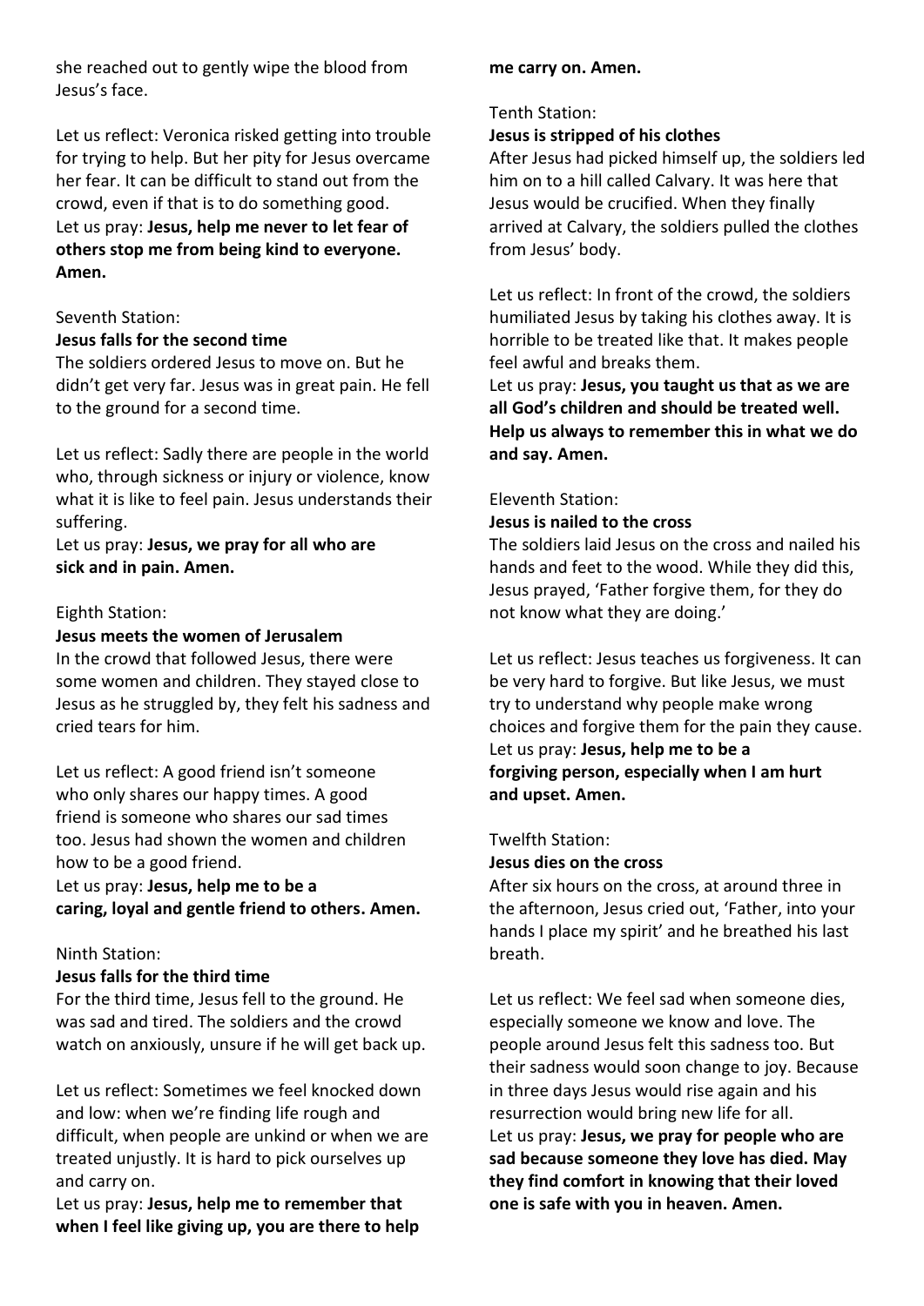she reached out to gently wipe the blood from Jesus's face.

Let us reflect: Veronica risked getting into trouble for trying to help. But her pity for Jesus overcame her fear. It can be difficult to stand out from the crowd, even if that is to do something good.
Let us pray: **Jesus, help me never to let fear of others stop me from being kind to everyone. Amen.**

Seventh Station:
**Jesus falls for the second time**
The soldiers ordered Jesus to move on. But he didn't get very far. Jesus was in great pain. He fell to the ground for a second time.

Let us reflect: Sadly there are people in the world who, through sickness or injury or violence, know what it is like to feel pain. Jesus understands their suffering.
Let us pray: **Jesus, we pray for all who are sick and in pain. Amen.**

Eighth Station:
**Jesus meets the women of Jerusalem**
In the crowd that followed Jesus, there were some women and children. They stayed close to Jesus as he struggled by, they felt his sadness and cried tears for him.

Let us reflect: A good friend isn't someone who only shares our happy times. A good friend is someone who shares our sad times too. Jesus had shown the women and children how to be a good friend.
Let us pray: **Jesus, help me to be a caring, loyal and gentle friend to others. Amen.**

Ninth Station:
**Jesus falls for the third time**
For the third time, Jesus fell to the ground. He was sad and tired. The soldiers and the crowd watch on anxiously, unsure if he will get back up.

Let us reflect: Sometimes we feel knocked down and low: when we're finding life rough and difficult, when people are unkind or when we are treated unjustly. It is hard to pick ourselves up and carry on.
Let us pray: **Jesus, help me to remember that when I feel like giving up, you are there to help me carry on. Amen.**

Tenth Station:
**Jesus is stripped of his clothes**
After Jesus had picked himself up, the soldiers led him on to a hill called Calvary. It was here that Jesus would be crucified. When they finally arrived at Calvary, the soldiers pulled the clothes from Jesus' body.

Let us reflect: In front of the crowd, the soldiers humiliated Jesus by taking his clothes away. It is horrible to be treated like that. It makes people feel awful and breaks them.
Let us pray: **Jesus, you taught us that as we are all God's children and should be treated well. Help us always to remember this in what we do and say. Amen.**

Eleventh Station:
**Jesus is nailed to the cross**
The soldiers laid Jesus on the cross and nailed his hands and feet to the wood. While they did this, Jesus prayed, 'Father forgive them, for they do not know what they are doing.'

Let us reflect: Jesus teaches us forgiveness. It can be very hard to forgive. But like Jesus, we must try to understand why people make wrong choices and forgive them for the pain they cause.
Let us pray: **Jesus, help me to be a forgiving person, especially when I am hurt and upset. Amen.**

Twelfth Station:
**Jesus dies on the cross**
After six hours on the cross, at around three in the afternoon, Jesus cried out, 'Father, into your hands I place my spirit' and he breathed his last breath.

Let us reflect: We feel sad when someone dies, especially someone we know and love. The people around Jesus felt this sadness too. But their sadness would soon change to joy. Because in three days Jesus would rise again and his resurrection would bring new life for all.
Let us pray: **Jesus, we pray for people who are sad because someone they love has died. May they find comfort in knowing that their loved one is safe with you in heaven. Amen.**